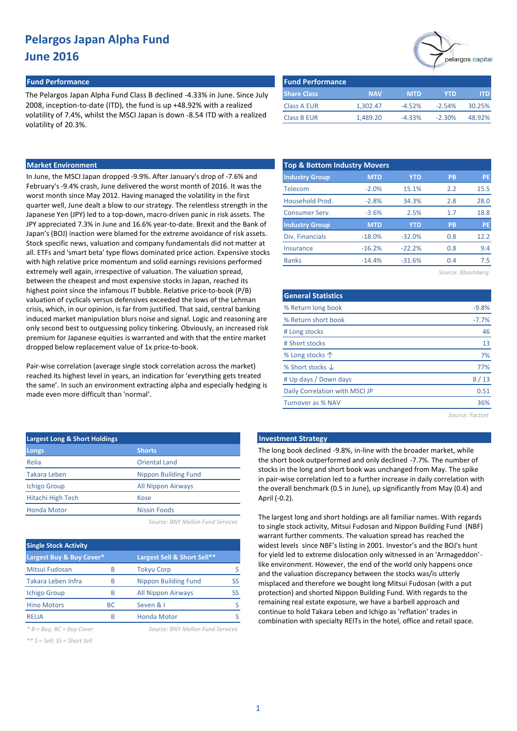# Pelargos Japan Alpha Fund
# June 2016

## Fund Performance

The Pelargos Japan Alpha Fund Class B declined -4.33% in June. Since July 2008, inception-to-date (ITD), the fund is up +48.92% with a realized volatility of 7.4%, whilst the MSCI Japan is down -8.54 ITD with a realized volatility of 20.3%.

| Fund Performance | | | | |
|---|---|---|---|---|
| **Share Class** | **NAV** | **MTD** | **YTD** | **ITD** |
| Class A EUR | 1,302.47 | -4.52% | -2.54% | 30.25% |
| Class B EUR | 1,489.20 | -4.33% | -2.30% | 48.92% |

## Market Environment

In June, the MSCI Japan dropped -9.9%. After January's drop of -7.6% and February's -9.4% crash, June delivered the worst month of 2016. It was the worst month since May 2012. Having managed the volatility in the first quarter well, June dealt a blow to our strategy. The relentless strength in the Japanese Yen (JPY) led to a top-down, macro-driven panic in risk assets. The JPY appreciated 7.3% in June and 16.6% year-to-date. Brexit and the Bank of Japan's (BOJ) inaction were blamed for the extreme avoidance of risk assets. Stock specific news, valuation and company fundamentals did not matter at all. ETFs and 'smart beta' type flows dominated price action. Expensive stocks with high relative price momentum and solid earnings revisions performed extremely well again, irrespective of valuation. The valuation spread, between the cheapest and most expensive stocks in Japan, reached its highest point since the infamous IT bubble. Relative price-to-book (P/B) valuation of cyclicals versus defensives exceeded the lows of the Lehman crisis, which, in our opinion, is far from justified. That said, central banking induced market manipulation blurs noise and signal. Logic and reasoning are only second best to outguessing policy tinkering. Obviously, an increased risk premium for Japanese equities is warranted and with that the entire market dropped below replacement value of 1x price-to-book.

Pair-wise correlation (average single stock correlation across the market) reached its highest level in years, an indication for 'everything gets treated the same'. In such an environment extracting alpha and especially hedging is made even more difficult than 'normal'.

| Top & Bottom Industry Movers | | | | |
|---|---|---|---|---|
| **Industry Group** | **MTD** | **YTD** | **PB** | **PE** |
| Telecom | -2.0% | 15.1% | 2.2 | 15.5 |
| Household Prod. | -2.8% | 34.3% | 2.8 | 28.0 |
| Consumer Serv. | -3.6% | 2.5% | 1.7 | 18.8 |
| **Industry Group** | **MTD** | **YTD** | **PB** | **PE** |
| Div. Financials | -18.0% | -32.0% | 0.8 | 12.2 |
| Insurance | -16.2% | -22.2% | 0.8 | 9.4 |
| Banks | -14.4% | -31.6% | 0.4 | 7.5 |

*Source: Bloomberg*

| General Statistics | |
|---|---|
| % Return long book | -9.8% |
| % Return short book | -7.7% |
| # Long stocks | 46 |
| # Short stocks | 13 |
| % Long stocks ↑ | 7% |
| % Short stocks ↓ | 77% |
| # Up days / Down days | 8 / 13 |
| Daily Correlation with MSCI JP | 0.51 |
| Turnover as % NAV | 36% |

*Source: Factset*

| Largest Long & Short Holdings | |
|---|---|
| **Longs** | **Shorts** |
| Relia | Oriental Land |
| Takara Leben | Nippon Building Fund |
| Ichigo Group | All Nippon Airways |
| Hitachi High Tech | Kose |
| Honda Motor | Nissin Foods |

*Source: BNY Mellon Fund Services*

| Single Stock Activity | | | |
|---|---|---|---|
| **Largest Buy & Buy Cover*** | | **Largest Sell & Short Sell**** | |
| Mitsui Fudosan | B | Tokyu Corp | S |
| Takara Leben Infra | B | Nippon Building Fund | SS |
| Ichigo Group | B | All Nippon Airways | SS |
| Hino Motors | BC | Seven & I | S |
| RELIA | B | Honda Motor | S |

*\* B = Buy; BC = Buy Cover*

*\*\* S = Sell; SS = Short Sell*

*Source: BNY Mellon Fund Services*

## Investment Strategy

The long book declined -9.8%, in-line with the broader market, while the short book outperformed and only declined -7.7%. The number of stocks in the long and short book was unchanged from May. The spike in pair-wise correlation led to a further increase in daily correlation with the overall benchmark (0.5 in June), up significantly from May (0.4) and April (-0.2).

The largest long and short holdings are all familiar names. With regards to single stock activity, Mitsui Fudosan and Nippon Building Fund (NBF) warrant further comments. The valuation spread has reached the widest levels since NBF's listing in 2001. Investor's and the BOJ's hunt for yield led to extreme dislocation only witnessed in an 'Armageddon'-like environment. However, the end of the world only happens once and the valuation discrepancy between the stocks was/is utterly misplaced and therefore we bought long Mitsui Fudosan (with a put protection) and shorted Nippon Building Fund. With regards to the remaining real estate exposure, we have a barbell approach and continue to hold Takara Leben and Ichigo as 'reflation' trades in combination with specialty REITs in the hotel, office and retail space.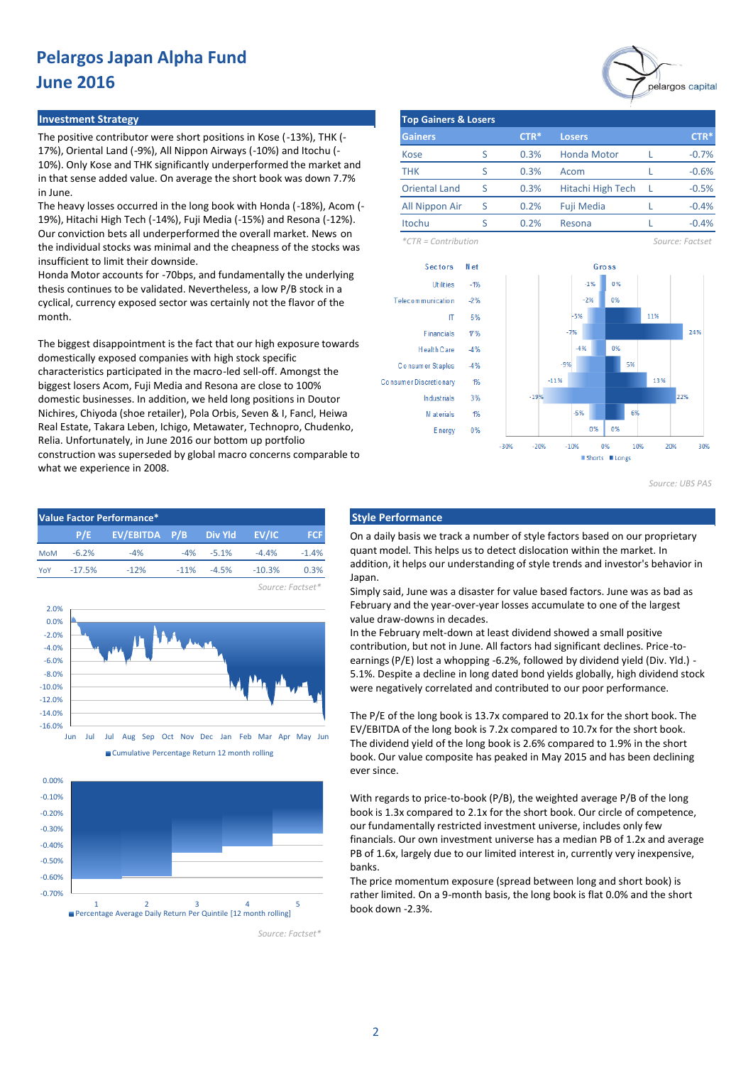# Pelargos Japan Alpha Fund
## June 2016

## Investment Strategy

The positive contributor were short positions in Kose (-13%), THK (-17%), Oriental Land (-9%), All Nippon Airways (-10%) and Itochu (-10%). Only Kose and THK significantly underperformed the market and in that sense added value. On average the short book was down 7.7% in June.

The heavy losses occurred in the long book with Honda (-18%), Acom (-19%), Hitachi High Tech (-14%), Fuji Media (-15%) and Resona (-12%). Our conviction bets all underperformed the overall market. News on the individual stocks was minimal and the cheapness of the stocks was insufficient to limit their downside.

Honda Motor accounts for -70bps, and fundamentally the underlying thesis continues to be validated. Nevertheless, a low P/B stock in a cyclical, currency exposed sector was certainly not the flavor of the month.

The biggest disappointment is the fact that our high exposure towards domestically exposed companies with high stock specific characteristics participated in the macro-led sell-off. Amongst the biggest losers Acom, Fuji Media and Resona are close to 100% domestic businesses. In addition, we held long positions in Doutor Nichires, Chiyoda (shoe retailer), Pola Orbis, Seven & I, Fancl, Heiwa Real Estate, Takara Leben, Ichigo, Metawater, Technopro, Chudenko, Relia. Unfortunately, in June 2016 our bottom up portfolio construction was superseded by global macro concerns comparable to what we experience in 2008.

## Top Gainers & Losers

| Gainers | | CTR* | Losers | | CTR* |
|---|---|---|---|---|---|
| Kose | S | 0.3% | Honda Motor | L | -0.7% |
| THK | S | 0.3% | Acom | L | -0.6% |
| Oriental Land | S | 0.3% | Hitachi High Tech | L | -0.5% |
| All Nippon Air | S | 0.2% | Fuji Media | L | -0.4% |
| Itochu | S | 0.2% | Resona | L | -0.4% |

*CTR = Contribution

Source: Factset

| Sectors | Net | Gross Shorts | Gross Longs |
|---|---|---|---|
| Utilities | -1% | -1% | 0% |
| Telecommunication | -2% | -2% | 0% |
| IT | 5% | -5% | 11% |
| Financials | 17% | -7% | 24% |
| Health Care | -4% | -4% | 0% |
| Consumer Staples | -4% | -9% | 5% |
| Consumer Discretionary | 1% | -11% | 13% |
| Industrials | 3% | -19% | 22% |
| Materials | 1% | -5% | 6% |
| Energy | 0% | 0% | 0% |

Source: UBS PAS

## Value Factor Performance*

| | P/E | EV/EBITDA | P/B | Div Yld | EV/IC | FCF |
|---|---|---|---|---|---|---|
| MoM | -6.2% | -4% | -4% | -5.1% | -4.4% | -1.4% |
| YoY | -17.5% | -12% | -11% | -4.5% | -10.3% | 0.3% |

Source: Factset*

Cumulative Percentage Return 12 month rolling

Percentage Average Daily Return Per Quintile [12 month rolling]

Source: Factset*

## Style Performance

On a daily basis we track a number of style factors based on our proprietary quant model. This helps us to detect dislocation within the market. In addition, it helps our understanding of style trends and investor's behavior in Japan.

Simply said, June was a disaster for value based factors. June was as bad as February and the year-over-year losses accumulate to one of the largest value draw-downs in decades.

In the February melt-down at least dividend showed a small positive contribution, but not in June. All factors had significant declines. Price-to-earnings (P/E) lost a whopping -6.2%, followed by dividend yield (Div. Yld.) -5.1%. Despite a decline in long dated bond yields globally, high dividend stock were negatively correlated and contributed to our poor performance.

The P/E of the long book is 13.7x compared to 20.1x for the short book. The EV/EBITDA of the long book is 7.2x compared to 10.7x for the short book. The dividend yield of the long book is 2.6% compared to 1.9% in the short book. Our value composite has peaked in May 2015 and has been declining ever since.

With regards to price-to-book (P/B), the weighted average P/B of the long book is 1.3x compared to 2.1x for the short book. Our circle of competence, our fundamentally restricted investment universe, includes only few financials. Our own investment universe has a median PB of 1.2x and average PB of 1.6x, largely due to our limited interest in, currently very inexpensive, banks.

The price momentum exposure (spread between long and short book) is rather limited. On a 9-month basis, the long book is flat 0.0% and the short book down -2.3%.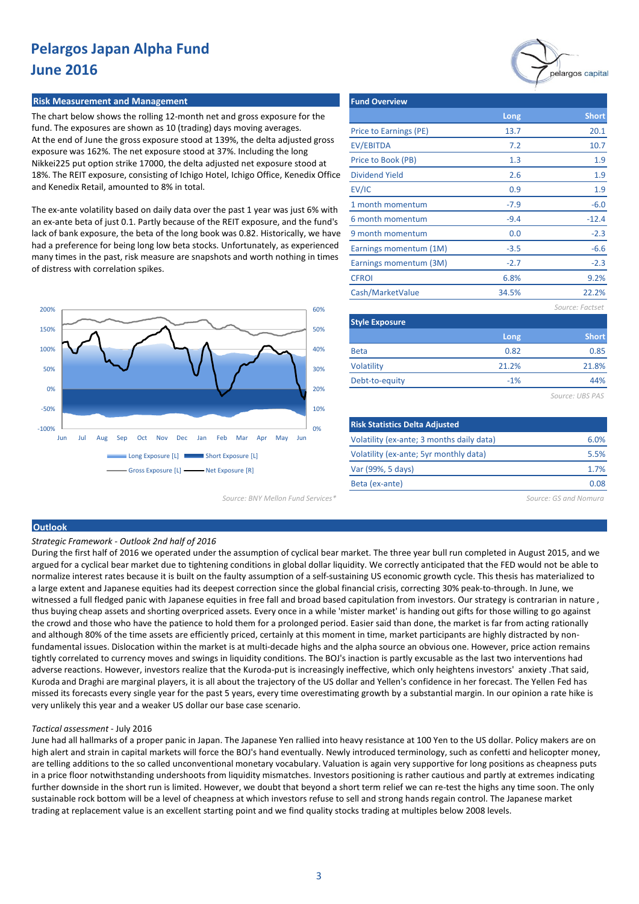# Pelargos Japan Alpha Fund
# June 2016

## Risk Measurement and Management

The chart below shows the rolling 12-month net and gross exposure for the fund. The exposures are shown as 10 (trading) days moving averages. At the end of June the gross exposure stood at 139%, the delta adjusted gross exposure was 162%. The net exposure stood at 37%. Including the long Nikkei225 put option strike 17000, the delta adjusted net exposure stood at 18%. The REIT exposure, consisting of Ichigo Hotel, Ichigo Office, Kenedix Office and Kenedix Retail, amounted to 8% in total.

The ex-ante volatility based on daily data over the past 1 year was just 6% with an ex-ante beta of just 0.1. Partly because of the REIT exposure, and the fund's lack of bank exposure, the beta of the long book was 0.82. Historically, we have had a preference for being long low beta stocks. Unfortunately, as experienced many times in the past, risk measure are snapshots and worth nothing in times of distress with correlation spikes.

Long Exposure [L] | Short Exposure [L] | Gross Exposure [L] | Net Exposure [R]

Source: BNY Mellon Fund Services*

## Fund Overview

| | Long | Short |
|---|---|---|
| Price to Earnings (PE) | 13.7 | 20.1 |
| EV/EBITDA | 7.2 | 10.7 |
| Price to Book (PB) | 1.3 | 1.9 |
| Dividend Yield | 2.6 | 1.9 |
| EV/IC | 0.9 | 1.9 |
| 1 month momentum | -7.9 | -6.0 |
| 6 month momentum | -9.4 | -12.4 |
| 9 month momentum | 0.0 | -2.3 |
| Earnings momentum (1M) | -3.5 | -6.6 |
| Earnings momentum (3M) | -2.7 | -2.3 |
| CFROI | 6.8% | 9.2% |
| Cash/MarketValue | 34.5% | 22.2% |

*Source: Factset*

## Style Exposure

| | Long | Short |
|---|---|---|
| Beta | 0.82 | 0.85 |
| Volatility | 21.2% | 21.8% |
| Debt-to-equity | -1% | 44% |

*Source: UBS PAS*

## Risk Statistics Delta Adjusted

| | |
|---|---|
| Volatility (ex-ante; 3 months daily data) | 6.0% |
| Volatility (ex-ante; 5yr monthly data) | 5.5% |
| Var (99%, 5 days) | 1.7% |
| Beta (ex-ante) | 0.08 |

*Source: GS and Nomura*

## Outlook

*Strategic Framework - Outlook 2nd half of 2016*

During the first half of 2016 we operated under the assumption of cyclical bear market. The three year bull run completed in August 2015, and we argued for a cyclical bear market due to tightening conditions in global dollar liquidity. We correctly anticipated that the FED would not be able to normalize interest rates because it is built on the faulty assumption of a self-sustaining US economic growth cycle. This thesis has materialized to a large extent and Japanese equities had its deepest correction since the global financial crisis, correcting 30% peak-to-through. In June, we witnessed a full fledged panic with Japanese equities in free fall and broad based capitulation from investors. Our strategy is contrarian in nature , thus buying cheap assets and shorting overpriced assets. Every once in a while 'mister market' is handing out gifts for those willing to go against the crowd and those who have the patience to hold them for a prolonged period. Easier said than done, the market is far from acting rationally and although 80% of the time assets are efficiently priced, certainly at this moment in time, market participants are highly distracted by non-fundamental issues. Dislocation within the market is at multi-decade highs and the alpha source an obvious one. However, price action remains tightly correlated to currency moves and swings in liquidity conditions. The BOJ's inaction is partly excusable as the last two interventions had adverse reactions. However, investors realize that the Kuroda-put is increasingly ineffective, which only heightens investors' anxiety .That said, Kuroda and Draghi are marginal players, it is all about the trajectory of the US dollar and Yellen's confidence in her forecast. The Yellen Fed has missed its forecasts every single year for the past 5 years, every time overestimating growth by a substantial margin. In our opinion a rate hike is very unlikely this year and a weaker US dollar our base case scenario.

*Tactical assessment* - July 2016

June had all hallmarks of a proper panic in Japan. The Japanese Yen rallied into heavy resistance at 100 Yen to the US dollar. Policy makers are on high alert and strain in capital markets will force the BOJ's hand eventually. Newly introduced terminology, such as confetti and helicopter money, are telling additions to the so called unconventional monetary vocabulary. Valuation is again very supportive for long positions as cheapness puts in a price floor notwithstanding undershoots from liquidity mismatches. Investors positioning is rather cautious and partly at extremes indicating further downside in the short run is limited. However, we doubt that beyond a short term relief we can re-test the highs any time soon. The only sustainable rock bottom will be a level of cheapness at which investors refuse to sell and strong hands regain control. The Japanese market trading at replacement value is an excellent starting point and we find quality stocks trading at multiples below 2008 levels.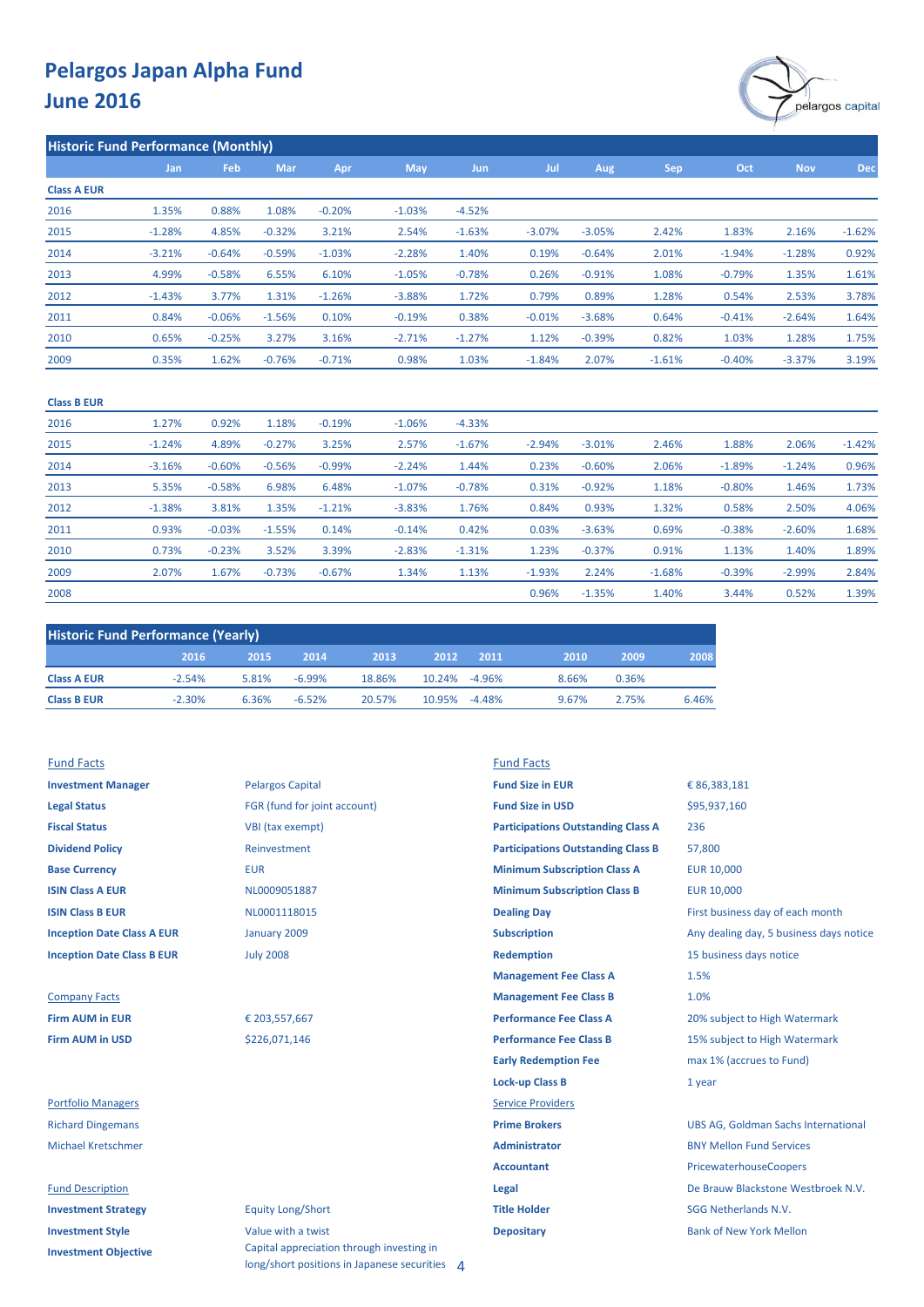# Pelargos Japan Alpha Fund
# June 2016

## Historic Fund Performance (Monthly)

| | Jan | Feb | Mar | Apr | May | Jun | Jul | Aug | Sep | Oct | Nov | Dec |
|---|---|---|---|---|---|---|---|---|---|---|---|---|
| **Class A EUR** | | | | | | | | | | | | |
| 2016 | 1.35% | 0.88% | 1.08% | -0.20% | -1.03% | -4.52% | | | | | | |
| 2015 | -1.28% | 4.85% | -0.32% | 3.21% | 2.54% | -1.63% | -3.07% | -3.05% | 2.42% | 1.83% | 2.16% | -1.62% |
| 2014 | -3.21% | -0.64% | -0.59% | -1.03% | -2.28% | 1.40% | 0.19% | -0.64% | 2.01% | -1.94% | -1.28% | 0.92% |
| 2013 | 4.99% | -0.58% | 6.55% | 6.10% | -1.05% | -0.78% | 0.26% | -0.91% | 1.08% | -0.79% | 1.35% | 1.61% |
| 2012 | -1.43% | 3.77% | 1.31% | -1.26% | -3.88% | 1.72% | 0.79% | 0.89% | 1.28% | 0.54% | 2.53% | 3.78% |
| 2011 | 0.84% | -0.06% | -1.56% | 0.10% | -0.19% | 0.38% | -0.01% | -3.68% | 0.64% | -0.41% | -2.64% | 1.64% |
| 2010 | 0.65% | -0.25% | 3.27% | 3.16% | -2.71% | -1.27% | 1.12% | -0.39% | 0.82% | 1.03% | 1.28% | 1.75% |
| 2009 | 0.35% | 1.62% | -0.76% | -0.71% | 0.98% | 1.03% | -1.84% | 2.07% | -1.61% | -0.40% | -3.37% | 3.19% |
| **Class B EUR** | | | | | | | | | | | | |
| 2016 | 1.27% | 0.92% | 1.18% | -0.19% | -1.06% | -4.33% | | | | | | |
| 2015 | -1.24% | 4.89% | -0.27% | 3.25% | 2.57% | -1.67% | -2.94% | -3.01% | 2.46% | 1.88% | 2.06% | -1.42% |
| 2014 | -3.16% | -0.60% | -0.56% | -0.99% | -2.24% | 1.44% | 0.23% | -0.60% | 2.06% | -1.89% | -1.24% | 0.96% |
| 2013 | 5.35% | -0.58% | 6.98% | 6.48% | -1.07% | -0.78% | 0.31% | -0.92% | 1.18% | -0.80% | 1.46% | 1.73% |
| 2012 | -1.38% | 3.81% | 1.35% | -1.21% | -3.83% | 1.76% | 0.84% | 0.93% | 1.32% | 0.58% | 2.50% | 4.06% |
| 2011 | 0.93% | -0.03% | -1.55% | 0.14% | -0.14% | 0.42% | 0.03% | -3.63% | 0.69% | -0.38% | -2.60% | 1.68% |
| 2010 | 0.73% | -0.23% | 3.52% | 3.39% | -2.83% | -1.31% | 1.23% | -0.37% | 0.91% | 1.13% | 1.40% | 1.89% |
| 2009 | 2.07% | 1.67% | -0.73% | -0.67% | 1.34% | 1.13% | -1.93% | 2.24% | -1.68% | -0.39% | -2.99% | 2.84% |
| 2008 | | | | | | | 0.96% | -1.35% | 1.40% | 3.44% | 0.52% | 1.39% |

## Historic Fund Performance (Yearly)

| | 2016 | 2015 | 2014 | 2013 | 2012 | 2011 | 2010 | 2009 | 2008 |
|---|---|---|---|---|---|---|---|---|---|
| **Class A EUR** | -2.54% | 5.81% | -6.99% | 18.86% | 10.24% | -4.96% | 8.66% | 0.36% | |
| **Class B EUR** | -2.30% | 6.36% | -6.52% | 20.57% | 10.95% | -4.48% | 9.67% | 2.75% | 6.46% |

### Fund Facts

| | |
|---|---|
| **Investment Manager** | Pelargos Capital |
| **Legal Status** | FGR (fund for joint account) |
| **Fiscal Status** | VBI (tax exempt) |
| **Dividend Policy** | Reinvestment |
| **Base Currency** | EUR |
| **ISIN Class A EUR** | NL0009051887 |
| **ISIN Class B EUR** | NL0001118015 |
| **Inception Date Class A EUR** | January 2009 |
| **Inception Date Class B EUR** | July 2008 |

### Company Facts

| | |
|---|---|
| **Firm AUM in EUR** | € 203,557,667 |
| **Firm AUM in USD** | $226,071,146 |

### Portfolio Managers

Richard Dingemans

Michael Kretschmer

### Fund Description

| | |
|---|---|
| **Investment Strategy** | Equity Long/Short |
| **Investment Style** | Value with a twist |
| **Investment Objective** | Capital appreciation through investing in long/short positions in Japanese securities |

### Fund Facts

| | |
|---|---|
| **Fund Size in EUR** | € 86,383,181 |
| **Fund Size in USD** | $95,937,160 |
| **Participations Outstanding Class A** | 236 |
| **Participations Outstanding Class B** | 57,800 |
| **Minimum Subscription Class A** | EUR 10,000 |
| **Minimum Subscription Class B** | EUR 10,000 |
| **Dealing Day** | First business day of each month |
| **Subscription** | Any dealing day, 5 business days notice |
| **Redemption** | 15 business days notice |
| **Management Fee Class A** | 1.5% |
| **Management Fee Class B** | 1.0% |
| **Performance Fee Class A** | 20% subject to High Watermark |
| **Performance Fee Class B** | 15% subject to High Watermark |
| **Early Redemption Fee** | max 1% (accrues to Fund) |
| **Lock-up Class B** | 1 year |

### Service Providers

| | |
|---|---|
| **Prime Brokers** | UBS AG, Goldman Sachs International |
| **Administrator** | BNY Mellon Fund Services |
| **Accountant** | PricewaterhouseCoopers |
| **Legal** | De Brauw Blackstone Westbroek N.V. |
| **Title Holder** | SGG Netherlands N.V. |
| **Depositary** | Bank of New York Mellon |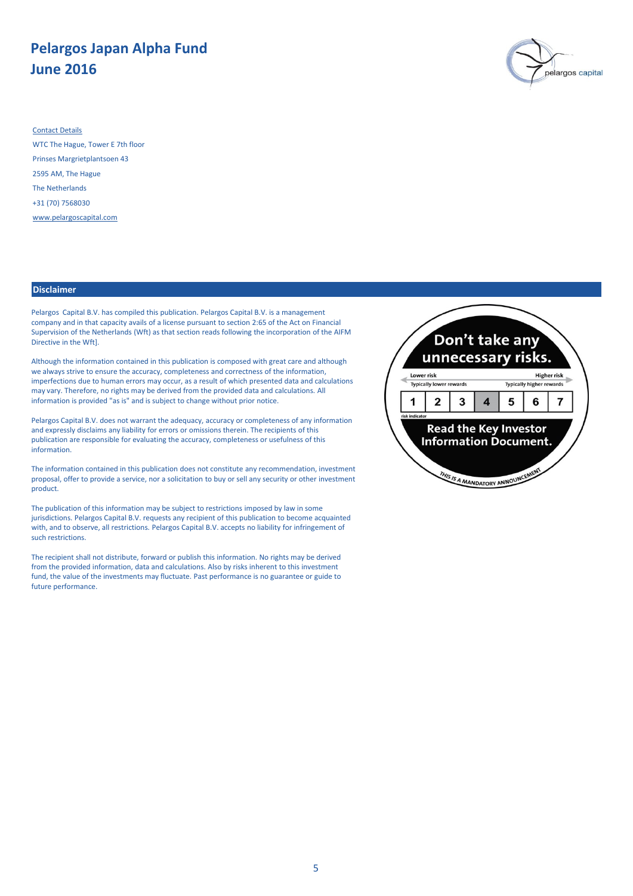# Pelargos Japan Alpha Fund
# June 2016

pelargos capital

Contact Details
WTC The Hague, Tower E 7th floor
Princes Margrietplantsoen 43
2595 AM, The Hague
The Netherlands
+31 (70) 7568030
www.pelargoscapital.com

## Disclaimer

Pelargos Capital B.V. has compiled this publication. Pelargos Capital B.V. is a management company and in that capacity avails of a license pursuant to section 2:65 of the Act on Financial Supervision of the Netherlands (Wft) as that section reads following the incorporation of the AIFM Directive in the Wft].

Although the information contained in this publication is composed with great care and although we always strive to ensure the accuracy, completeness and correctness of the information, imperfections due to human errors may occur, as a result of which presented data and calculations may vary. Therefore, no rights may be derived from the provided data and calculations. All information is provided "as is" and is subject to change without prior notice.

Pelargos Capital B.V. does not warrant the adequacy, accuracy or completeness of any information and expressly disclaims any liability for errors or omissions therein. The recipients of this publication are responsible for evaluating the accuracy, completeness or usefulness of this information.

The information contained in this publication does not constitute any recommendation, investment proposal, offer to provide a service, nor a solicitation to buy or sell any security or other investment product.

The publication of this information may be subject to restrictions imposed by law in some jurisdictions. Pelargos Capital B.V. requests any recipient of this publication to become acquainted with, and to observe, all restrictions. Pelargos Capital B.V. accepts no liability for infringement of such restrictions.

The recipient shall not distribute, forward or publish this information. No rights may be derived from the provided information, data and calculations. Also by risks inherent to this investment fund, the value of the investments may fluctuate. Past performance is no guarantee or guide to future performance.

Don't take any unnecessary risks.

Lower risk — Higher risk
Typically lower rewards — Typically higher rewards

1 2 3 **4** 5 6 7

risk indicator

Read the Key Investor Information Document.

THIS IS A MANDATORY ANNOUNCEMENT